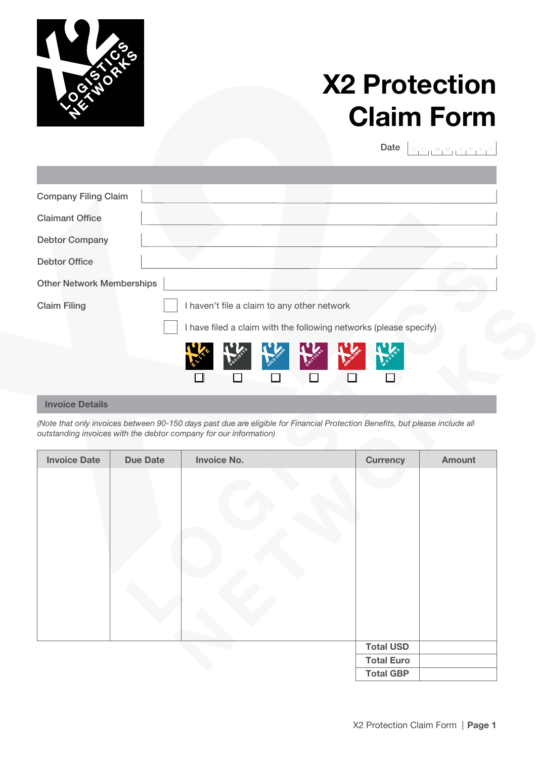# X2 Protection Claim Form

Date D D M M Y Y Y Y

Company Filing Claim

Claimant Office

Debtor Company

Debtor Office

Other Network Memberships

Claim Filing

☐ I haven't file a claim to any other network

☐ I have filed a claim with the following networks (please specify)

☐ ELITE ☐ PROJECTS ☐ COLD CHAIN ☐ CRITICAL ☐ ASIA GLOBAL ☐ MOVERS

## Invoice Details

*(Note that only invoices between 90-150 days past due are eligible for Financial Protection Benefits, but please include all outstanding invoices with the debtor company for our information)*

| Invoice Date | Due Date | Invoice No. | Currency | Amount |
|---|---|---|---|---|
| | | | | |
| | | | Total USD | |
| | | | Total Euro | |
| | | | Total GBP | |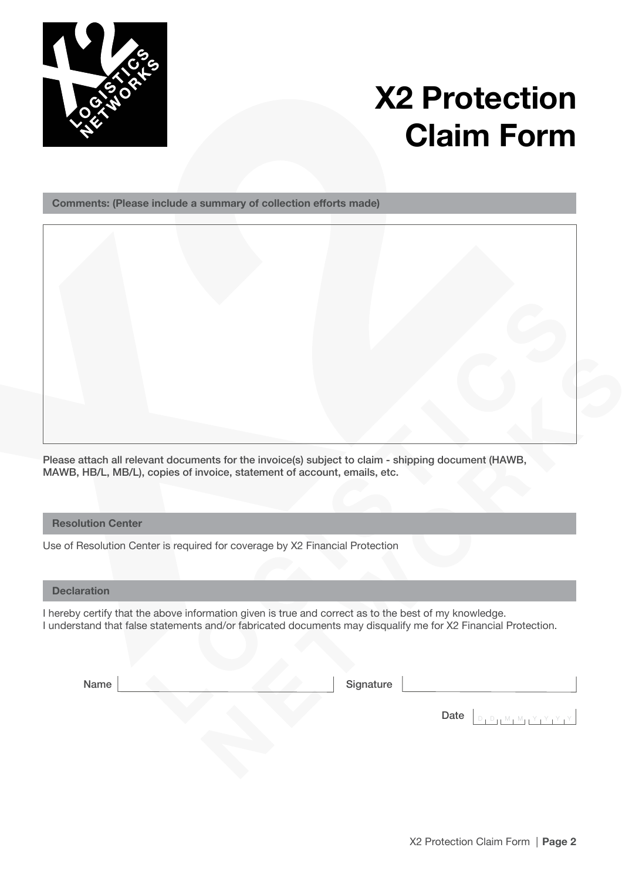# X2 Protection Claim Form

**Comments: (Please include a summary of collection efforts made)**

Please attach all relevant documents for the invoice(s) subject to claim - shipping document (HAWB, MAWB, HB/L, MB/L), copies of invoice, statement of account, emails, etc.

**Resolution Center**

Use of Resolution Center is required for coverage by X2 Financial Protection

**Declaration**

I hereby certify that the above information given is true and correct as to the best of my knowledge.
I understand that false statements and/or fabricated documents may disqualify me for X2 Financial Protection.

Name

Signature

Date D D M M Y Y Y Y